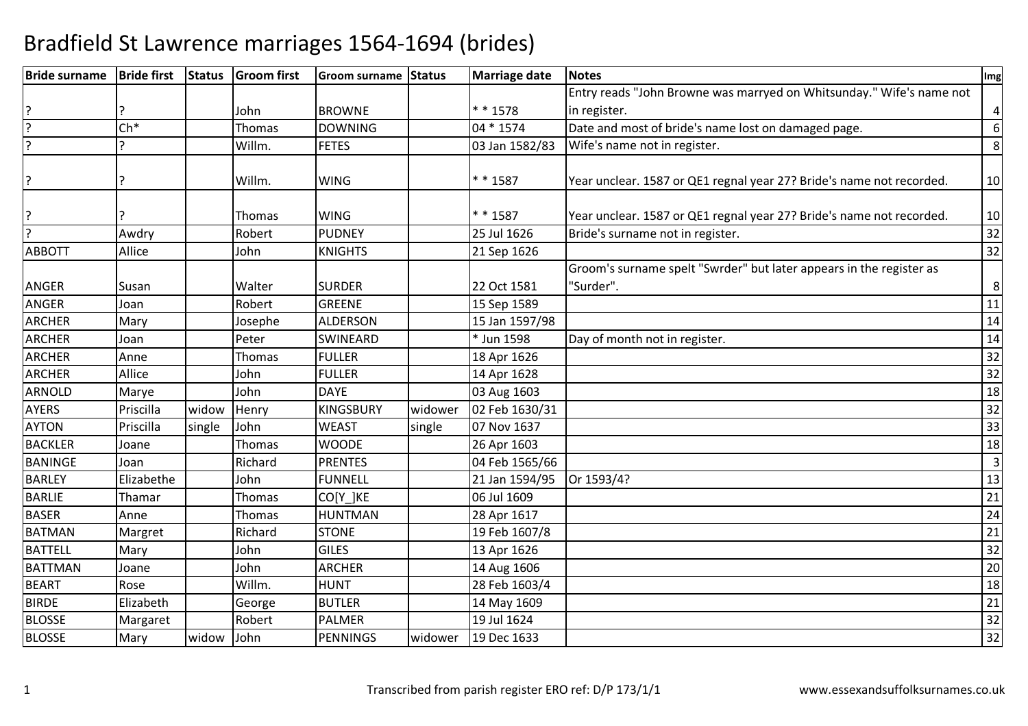# Bradfield St Lawrence marriages 1564-1694 (brides)

| Bride surname | Bride first | Status | Groom first | Groom surname | Status | Marriage date | Notes | Img |
|---|---|---|---|---|---|---|---|---|
| ? | ? | | John | BROWNE | | * * 1578 | Entry reads "John Browne was marryed on Whitsunday." Wife's name not in register. | 4 |
| ? | Ch* | | Thomas | DOWNING | | 04 * 1574 | Date and most of bride's name lost on damaged page. | 6 |
| ? | ? | | Willm. | FETES | | 03 Jan 1582/83 | Wife's name not in register. | 8 |
| ? | ? | | Willm. | WING | | * * 1587 | Year unclear. 1587 or QE1 regnal year 27? Bride's name not recorded. | 10 |
| ? | ? | | Thomas | WING | | * * 1587 | Year unclear. 1587 or QE1 regnal year 27? Bride's name not recorded. | 10 |
| ? | Awdry | | Robert | PUDNEY | | 25 Jul 1626 | Bride's surname not in register. | 32 |
| ABBOTT | Allice | | John | KNIGHTS | | 21 Sep 1626 | | 32 |
| ANGER | Susan | | Walter | SURDER | | 22 Oct 1581 | Groom's surname spelt "Swrder" but later appears in the register as "Surder". | 8 |
| ANGER | Joan | | Robert | GREENE | | 15 Sep 1589 | | 11 |
| ARCHER | Mary | | Josephe | ALDERSON | | 15 Jan 1597/98 | | 14 |
| ARCHER | Joan | | Peter | SWINEARD | | * Jun 1598 | Day of month not in register. | 14 |
| ARCHER | Anne | | Thomas | FULLER | | 18 Apr 1626 | | 32 |
| ARCHER | Allice | | John | FULLER | | 14 Apr 1628 | | 32 |
| ARNOLD | Marye | | John | DAYE | | 03 Aug 1603 | | 18 |
| AYERS | Priscilla | widow | Henry | KINGSBURY | widower | 02 Feb 1630/31 | | 32 |
| AYTON | Priscilla | single | John | WEAST | single | 07 Nov 1637 | | 33 |
| BACKLER | Joane | | Thomas | WOODE | | 26 Apr 1603 | | 18 |
| BANINGE | Joan | | Richard | PRENTES | | 04 Feb 1565/66 | | 3 |
| BARLEY | Elizabethe | | John | FUNNELL | | 21 Jan 1594/95 | Or 1593/4? | 13 |
| BARLIE | Thamar | | Thomas | CO[Y_]KE | | 06 Jul 1609 | | 21 |
| BASER | Anne | | Thomas | HUNTMAN | | 28 Apr 1617 | | 24 |
| BATMAN | Margret | | Richard | STONE | | 19 Feb 1607/8 | | 21 |
| BATTELL | Mary | | John | GILES | | 13 Apr 1626 | | 32 |
| BATTMAN | Joane | | John | ARCHER | | 14 Aug 1606 | | 20 |
| BEART | Rose | | Willm. | HUNT | | 28 Feb 1603/4 | | 18 |
| BIRDE | Elizabeth | | George | BUTLER | | 14 May 1609 | | 21 |
| BLOSSE | Margaret | | Robert | PALMER | | 19 Jul 1624 | | 32 |
| BLOSSE | Mary | widow | John | PENNINGS | widower | 19 Dec 1633 | | 32 |

Transcribed from parish register ERO ref: D/P 173/1/1 www.essexandsuffolksurnames.co.uk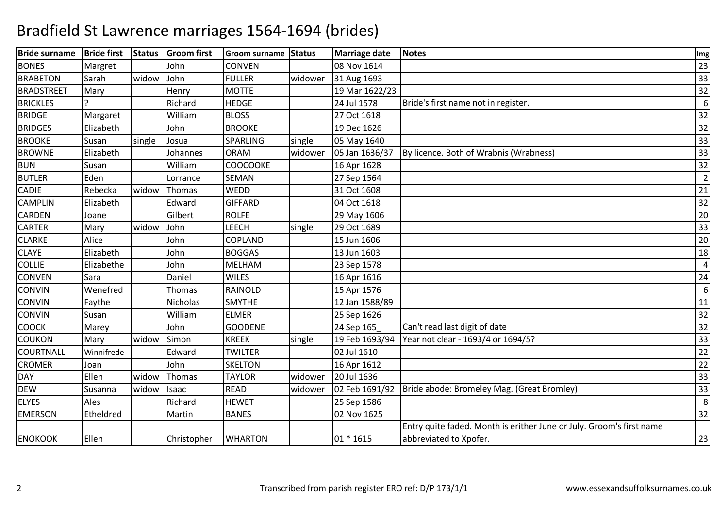# Bradfield St Lawrence marriages 1564-1694 (brides)

| Bride surname | Bride first | Status | Groom first | Groom surname | Status | Marriage date | Notes | Img |
|---|---|---|---|---|---|---|---|---|
| BONES | Margret | | John | CONVEN | | 08 Nov 1614 | | 23 |
| BRABETON | Sarah | widow | John | FULLER | widower | 31 Aug 1693 | | 33 |
| BRADSTREET | Mary | | Henry | MOTTE | | 19 Mar 1622/23 | | 32 |
| BRICKLES | ? | | Richard | HEDGE | | 24 Jul 1578 | Bride's first name not in register. | 6 |
| BRIDGE | Margaret | | William | BLOSS | | 27 Oct 1618 | | 32 |
| BRIDGES | Elizabeth | | John | BROOKE | | 19 Dec 1626 | | 32 |
| BROOKE | Susan | single | Josua | SPARLING | single | 05 May 1640 | | 33 |
| BROWNE | Elizabeth | | Johannes | ORAM | widower | 05 Jan 1636/37 | By licence. Both of Wrabnis (Wrabness) | 33 |
| BUN | Susan | | William | COOCOOKE | | 16 Apr 1628 | | 32 |
| BUTLER | Eden | | Lorrance | SEMAN | | 27 Sep 1564 | | 2 |
| CADIE | Rebecka | widow | Thomas | WEDD | | 31 Oct 1608 | | 21 |
| CAMPLIN | Elizabeth | | Edward | GIFFARD | | 04 Oct 1618 | | 32 |
| CARDEN | Joane | | Gilbert | ROLFE | | 29 May 1606 | | 20 |
| CARTER | Mary | widow | John | LEECH | single | 29 Oct 1689 | | 33 |
| CLARKE | Alice | | John | COPLAND | | 15 Jun 1606 | | 20 |
| CLAYE | Elizabeth | | John | BOGGAS | | 13 Jun 1603 | | 18 |
| COLLIE | Elizabethe | | John | MELHAM | | 23 Sep 1578 | | 4 |
| CONVEN | Sara | | Daniel | WILES | | 16 Apr 1616 | | 24 |
| CONVIN | Wenefred | | Thomas | RAINOLD | | 15 Apr 1576 | | 6 |
| CONVIN | Faythe | | Nicholas | SMYTHE | | 12 Jan 1588/89 | | 11 |
| CONVIN | Susan | | William | ELMER | | 25 Sep 1626 | | 32 |
| COOCK | Marey | | John | GOODENE | | 24 Sep 165_ | Can't read last digit of date | 32 |
| COUKON | Mary | widow | Simon | KREEK | single | 19 Feb 1693/94 | Year not clear - 1693/4 or 1694/5? | 33 |
| COURTNALL | Winnifrede | | Edward | TWILTER | | 02 Jul 1610 | | 22 |
| CROMER | Joan | | John | SKELTON | | 16 Apr 1612 | | 22 |
| DAY | Ellen | widow | Thomas | TAYLOR | widower | 20 Jul 1636 | | 33 |
| DEW | Susanna | widow | Isaac | READ | widower | 02 Feb 1691/92 | Bride abode: Bromeley Mag. (Great Bromley) | 33 |
| ELYES | Ales | | Richard | HEWET | | 25 Sep 1586 | | 8 |
| EMERSON | Etheldred | | Martin | BANES | | 02 Nov 1625 | | 32 |
| ENOKOOK | Ellen | | Christopher | WHARTON | | 01 * 1615 | Entry quite faded. Month is erither June or July. Groom's first name abbreviated to Xpofer. | 23 |

Transcribed from parish register ERO ref: D/P 173/1/1 www.essexandsuffolksurnames.co.uk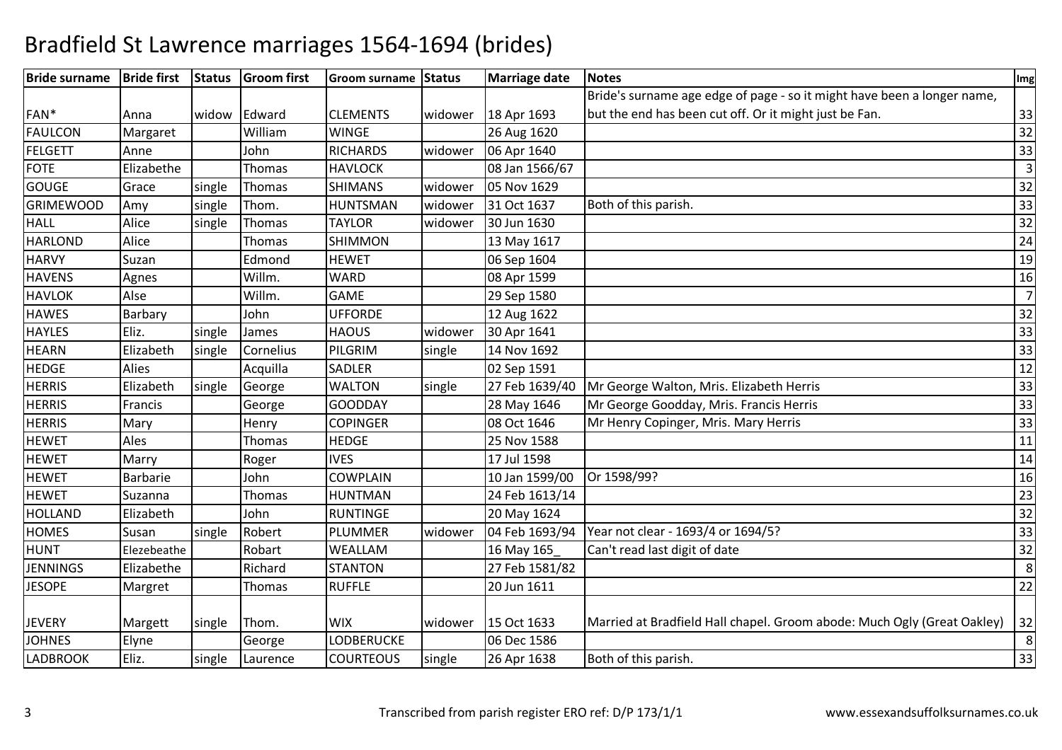# Bradfield St Lawrence marriages 1564-1694 (brides)

| Bride surname | Bride first | Status | Groom first | Groom surname | Status | Marriage date | Notes | Img |
|---|---|---|---|---|---|---|---|---|
| FAN* | Anna | widow | Edward | CLEMENTS | widower | 18 Apr 1693 | Bride's surname age edge of page - so it might have been a longer name, but the end has been cut off. Or it might just be Fan. | 33 |
| FAULCON | Margaret | | William | WINGE | | 26 Aug 1620 | | 32 |
| FELGETT | Anne | | John | RICHARDS | widower | 06 Apr 1640 | | 33 |
| FOTE | Elizabethe | | Thomas | HAVLOCK | | 08 Jan 1566/67 | | 3 |
| GOUGE | Grace | single | Thomas | SHIMANS | widower | 05 Nov 1629 | | 32 |
| GRIMEWOOD | Amy | single | Thom. | HUNTSMAN | widower | 31 Oct 1637 | Both of this parish. | 33 |
| HALL | Alice | single | Thomas | TAYLOR | widower | 30 Jun 1630 | | 32 |
| HARLOND | Alice | | Thomas | SHIMMON | | 13 May 1617 | | 24 |
| HARVY | Suzan | | Edmond | HEWET | | 06 Sep 1604 | | 19 |
| HAVENS | Agnes | | Willm. | WARD | | 08 Apr 1599 | | 16 |
| HAVLOK | Alse | | Willm. | GAME | | 29 Sep 1580 | | 7 |
| HAWES | Barbary | | John | UFFORDE | | 12 Aug 1622 | | 32 |
| HAYLES | Eliz. | single | James | HAOUS | widower | 30 Apr 1641 | | 33 |
| HEARN | Elizabeth | single | Cornelius | PILGRIM | single | 14 Nov 1692 | | 33 |
| HEDGE | Alies | | Acquilla | SADLER | | 02 Sep 1591 | | 12 |
| HERRIS | Elizabeth | single | George | WALTON | single | 27 Feb 1639/40 | Mr George Walton, Mris. Elizabeth Herris | 33 |
| HERRIS | Francis | | George | GOODDAY | | 28 May 1646 | Mr George Goodday, Mris. Francis Herris | 33 |
| HERRIS | Mary | | Henry | COPINGER | | 08 Oct 1646 | Mr Henry Copinger, Mris. Mary Herris | 33 |
| HEWET | Ales | | Thomas | HEDGE | | 25 Nov 1588 | | 11 |
| HEWET | Marry | | Roger | IVES | | 17 Jul 1598 | | 14 |
| HEWET | Barbarie | | John | COWPLAIN | | 10 Jan 1599/00 | Or 1598/99? | 16 |
| HEWET | Suzanna | | Thomas | HUNTMAN | | 24 Feb 1613/14 | | 23 |
| HOLLAND | Elizabeth | | John | RUNTINGE | | 20 May 1624 | | 32 |
| HOMES | Susan | single | Robert | PLUMMER | widower | 04 Feb 1693/94 | Year not clear - 1693/4 or 1694/5? | 33 |
| HUNT | Elezebeathe | | Robart | WEALLAM | | 16 May 165_ | Can't read last digit of date | 32 |
| JENNINGS | Elizabethe | | Richard | STANTON | | 27 Feb 1581/82 | | 8 |
| JESOPE | Margret | | Thomas | RUFFLE | | 20 Jun 1611 | | 22 |
| JEVERY | Margett | single | Thom. | WIX | widower | 15 Oct 1633 | Married at Bradfield Hall chapel. Groom abode: Much Ogly (Great Oakley) | 32 |
| JOHNES | Elyne | | George | LODBERUCKE | | 06 Dec 1586 | | 8 |
| LADBROOK | Eliz. | single | Laurence | COURTEOUS | single | 26 Apr 1638 | Both of this parish. | 33 |

Transcribed from parish register ERO ref: D/P 173/1/1 www.essexandsuffolksurnames.co.uk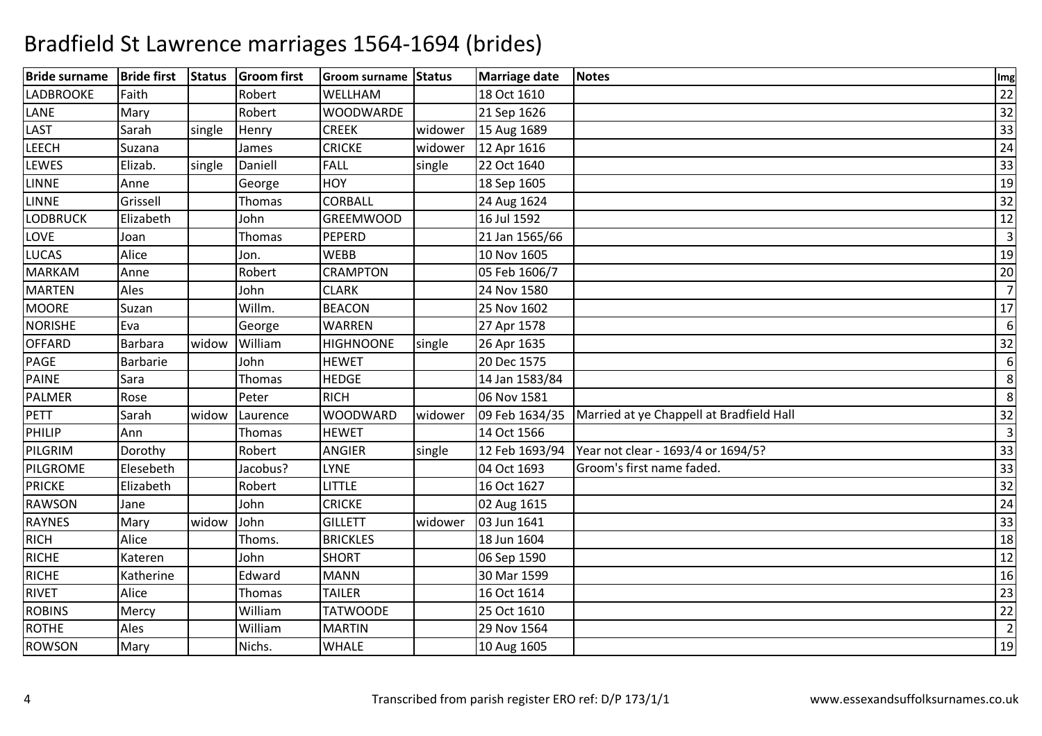# Bradfield St Lawrence marriages 1564-1694 (brides)

| Bride surname | Bride first | Status | Groom first | Groom surname | Status | Marriage date | Notes | Img |
|---|---|---|---|---|---|---|---|---|
| LADBROOKE | Faith | | Robert | WELLHAM | | 18 Oct 1610 | | 22 |
| LANE | Mary | | Robert | WOODWARDE | | 21 Sep 1626 | | 32 |
| LAST | Sarah | single | Henry | CREEK | widower | 15 Aug 1689 | | 33 |
| LEECH | Suzana | | James | CRICKE | widower | 12 Apr 1616 | | 24 |
| LEWES | Elizab. | single | Daniell | FALL | single | 22 Oct 1640 | | 33 |
| LINNE | Anne | | George | HOY | | 18 Sep 1605 | | 19 |
| LINNE | Grissell | | Thomas | CORBALL | | 24 Aug 1624 | | 32 |
| LODBRUCK | Elizabeth | | John | GREEMWOOD | | 16 Jul 1592 | | 12 |
| LOVE | Joan | | Thomas | PEPERD | | 21 Jan 1565/66 | | 3 |
| LUCAS | Alice | | Jon. | WEBB | | 10 Nov 1605 | | 19 |
| MARKAM | Anne | | Robert | CRAMPTON | | 05 Feb 1606/7 | | 20 |
| MARTEN | Ales | | John | CLARK | | 24 Nov 1580 | | 7 |
| MOORE | Suzan | | Willm. | BEACON | | 25 Nov 1602 | | 17 |
| NORISHE | Eva | | George | WARREN | | 27 Apr 1578 | | 6 |
| OFFARD | Barbara | widow | William | HIGHNOONE | single | 26 Apr 1635 | | 32 |
| PAGE | Barbarie | | John | HEWET | | 20 Dec 1575 | | 6 |
| PAINE | Sara | | Thomas | HEDGE | | 14 Jan 1583/84 | | 8 |
| PALMER | Rose | | Peter | RICH | | 06 Nov 1581 | | 8 |
| PETT | Sarah | widow | Laurence | WOODWARD | widower | 09 Feb 1634/35 | Married at ye Chappell at Bradfield Hall | 32 |
| PHILIP | Ann | | Thomas | HEWET | | 14 Oct 1566 | | 3 |
| PILGRIM | Dorothy | | Robert | ANGIER | single | 12 Feb 1693/94 | Year not clear - 1693/4 or 1694/5? | 33 |
| PILGROME | Elesebeth | | Jacobus? | LYNE | | 04 Oct 1693 | Groom's first name faded. | 33 |
| PRICKE | Elizabeth | | Robert | LITTLE | | 16 Oct 1627 | | 32 |
| RAWSON | Jane | | John | CRICKE | | 02 Aug 1615 | | 24 |
| RAYNES | Mary | widow | John | GILLETT | widower | 03 Jun 1641 | | 33 |
| RICH | Alice | | Thoms. | BRICKLES | | 18 Jun 1604 | | 18 |
| RICHE | Kateren | | John | SHORT | | 06 Sep 1590 | | 12 |
| RICHE | Katherine | | Edward | MANN | | 30 Mar 1599 | | 16 |
| RIVET | Alice | | Thomas | TAILER | | 16 Oct 1614 | | 23 |
| ROBINS | Mercy | | William | TATWOODE | | 25 Oct 1610 | | 22 |
| ROTHE | Ales | | William | MARTIN | | 29 Nov 1564 | | 2 |
| ROWSON | Mary | | Nichs. | WHALE | | 10 Aug 1605 | | 19 |

Transcribed from parish register ERO ref: D/P 173/1/1 www.essexandsuffolksurnames.co.uk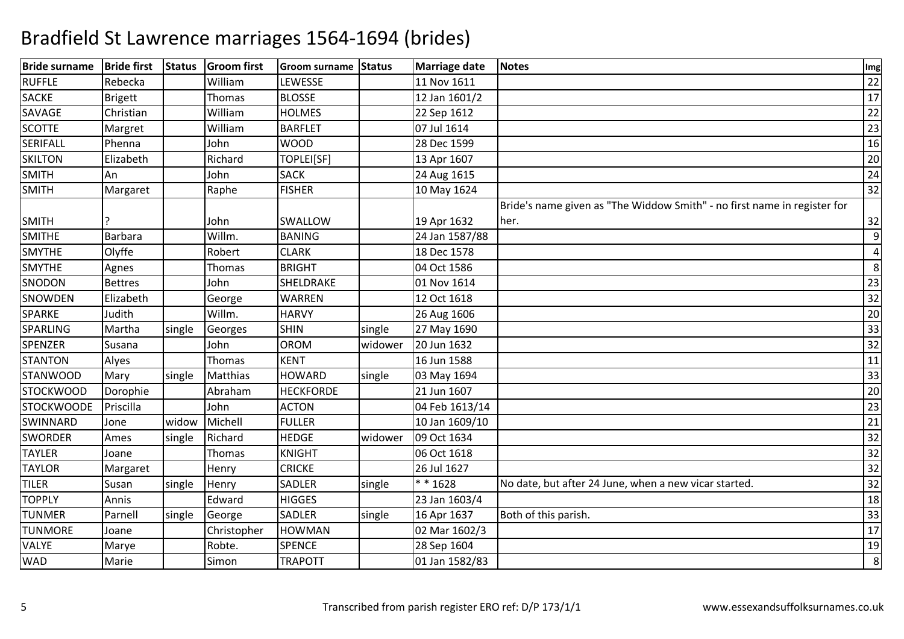# Bradfield St Lawrence marriages 1564-1694 (brides)

| Bride surname | Bride first | Status | Groom first | Groom surname | Status | Marriage date | Notes | Img |
|---|---|---|---|---|---|---|---|---|
| RUFFLE | Rebecka | | William | LEWESSE | | 11 Nov 1611 | | 22 |
| SACKE | Brigett | | Thomas | BLOSSE | | 12 Jan 1601/2 | | 17 |
| SAVAGE | Christian | | William | HOLMES | | 22 Sep 1612 | | 22 |
| SCOTTE | Margret | | William | BARFLET | | 07 Jul 1614 | | 23 |
| SERIFALL | Phenna | | John | WOOD | | 28 Dec 1599 | | 16 |
| SKILTON | Elizabeth | | Richard | TOPLEI[SF] | | 13 Apr 1607 | | 20 |
| SMITH | An | | John | SACK | | 24 Aug 1615 | | 24 |
| SMITH | Margaret | | Raphe | FISHER | | 10 May 1624 | | 32 |
| SMITH | ? | | John | SWALLOW | | 19 Apr 1632 | Bride's name given as "The Widdow Smith" - no first name in register for her. | 32 |
| SMITHE | Barbara | | Willm. | BANING | | 24 Jan 1587/88 | | 9 |
| SMYTHE | Olyffe | | Robert | CLARK | | 18 Dec 1578 | | 4 |
| SMYTHE | Agnes | | Thomas | BRIGHT | | 04 Oct 1586 | | 8 |
| SNODON | Bettres | | John | SHELDRAKE | | 01 Nov 1614 | | 23 |
| SNOWDEN | Elizabeth | | George | WARREN | | 12 Oct 1618 | | 32 |
| SPARKE | Judith | | Willm. | HARVY | | 26 Aug 1606 | | 20 |
| SPARLING | Martha | single | Georges | SHIN | single | 27 May 1690 | | 33 |
| SPENZER | Susana | | John | OROM | widower | 20 Jun 1632 | | 32 |
| STANTON | Alyes | | Thomas | KENT | | 16 Jun 1588 | | 11 |
| STANWOOD | Mary | single | Matthias | HOWARD | single | 03 May 1694 | | 33 |
| STOCKWOOD | Dorophie | | Abraham | HECKFORDE | | 21 Jun 1607 | | 20 |
| STOCKWOODE | Priscilla | | John | ACTON | | 04 Feb 1613/14 | | 23 |
| SWINNARD | Jone | widow | Michell | FULLER | | 10 Jan 1609/10 | | 21 |
| SWORDER | Ames | single | Richard | HEDGE | widower | 09 Oct 1634 | | 32 |
| TAYLER | Joane | | Thomas | KNIGHT | | 06 Oct 1618 | | 32 |
| TAYLOR | Margaret | | Henry | CRICKE | | 26 Jul 1627 | | 32 |
| TILER | Susan | single | Henry | SADLER | single | * * 1628 | No date, but after 24 June, when a new vicar started. | 32 |
| TOPPLY | Annis | | Edward | HIGGES | | 23 Jan 1603/4 | | 18 |
| TUNMER | Parnell | single | George | SADLER | single | 16 Apr 1637 | Both of this parish. | 33 |
| TUNMORE | Joane | | Christopher | HOWMAN | | 02 Mar 1602/3 | | 17 |
| VALYE | Marye | | Robte. | SPENCE | | 28 Sep 1604 | | 19 |
| WAD | Marie | | Simon | TRAPOTT | | 01 Jan 1582/83 | | 8 |

Transcribed from parish register ERO ref: D/P 173/1/1

www.essexandsuffolksurnames.co.uk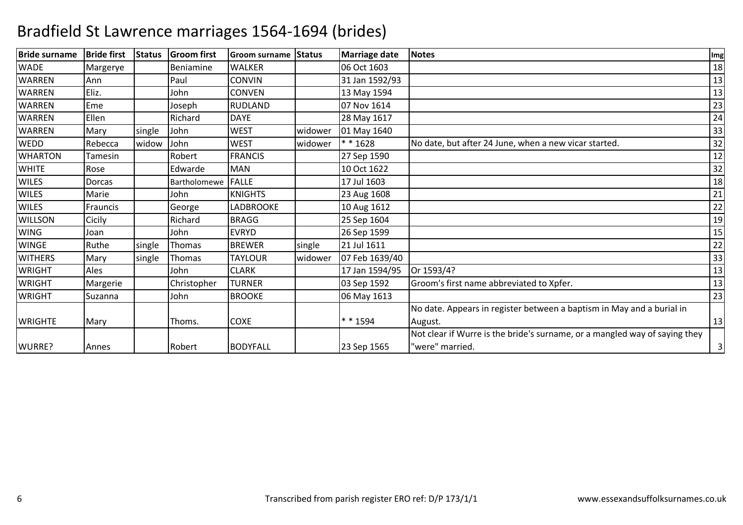# Bradfield St Lawrence marriages 1564-1694 (brides)

| Bride surname | Bride first | Status | Groom first | Groom surname | Status | Marriage date | Notes | Img |
|---|---|---|---|---|---|---|---|---|
| WADE | Margerye | | Beniamine | WALKER | | 06 Oct 1603 | | 18 |
| WARREN | Ann | | Paul | CONVIN | | 31 Jan 1592/93 | | 13 |
| WARREN | Eliz. | | John | CONVEN | | 13 May 1594 | | 13 |
| WARREN | Eme | | Joseph | RUDLAND | | 07 Nov 1614 | | 23 |
| WARREN | Ellen | | Richard | DAYE | | 28 May 1617 | | 24 |
| WARREN | Mary | single | John | WEST | widower | 01 May 1640 | | 33 |
| WEDD | Rebecca | widow | John | WEST | widower | * * 1628 | No date, but after 24 June, when a new vicar started. | 32 |
| WHARTON | Tamesin | | Robert | FRANCIS | | 27 Sep 1590 | | 12 |
| WHITE | Rose | | Edwarde | MAN | | 10 Oct 1622 | | 32 |
| WILES | Dorcas | | Bartholomewe | FALLE | | 17 Jul 1603 | | 18 |
| WILES | Marie | | John | KNIGHTS | | 23 Aug 1608 | | 21 |
| WILES | Frauncis | | George | LADBROOKE | | 10 Aug 1612 | | 22 |
| WILLSON | Cicily | | Richard | BRAGG | | 25 Sep 1604 | | 19 |
| WING | Joan | | John | EVRYD | | 26 Sep 1599 | | 15 |
| WINGE | Ruthe | single | Thomas | BREWER | single | 21 Jul 1611 | | 22 |
| WITHERS | Mary | single | Thomas | TAYLOUR | widower | 07 Feb 1639/40 | | 33 |
| WRIGHT | Ales | | John | CLARK | | 17 Jan 1594/95 | Or 1593/4? | 13 |
| WRIGHT | Margerie | | Christopher | TURNER | | 03 Sep 1592 | Groom's first name abbreviated to Xpfer. | 13 |
| WRIGHT | Suzanna | | John | BROOKE | | 06 May 1613 | | 23 |
| WRIGHTE | Mary | | Thoms. | COXE | | * * 1594 | No date. Appears in register between a baptism in May and a burial in August. | 13 |
| WURRE? | Annes | | Robert | BODYFALL | | 23 Sep 1565 | Not clear if Wurre is the bride's surname, or a mangled way of saying they "were" married. | 3 |

Transcribed from parish register ERO ref: D/P 173/1/1

www.essexandsuffolksurnames.co.uk